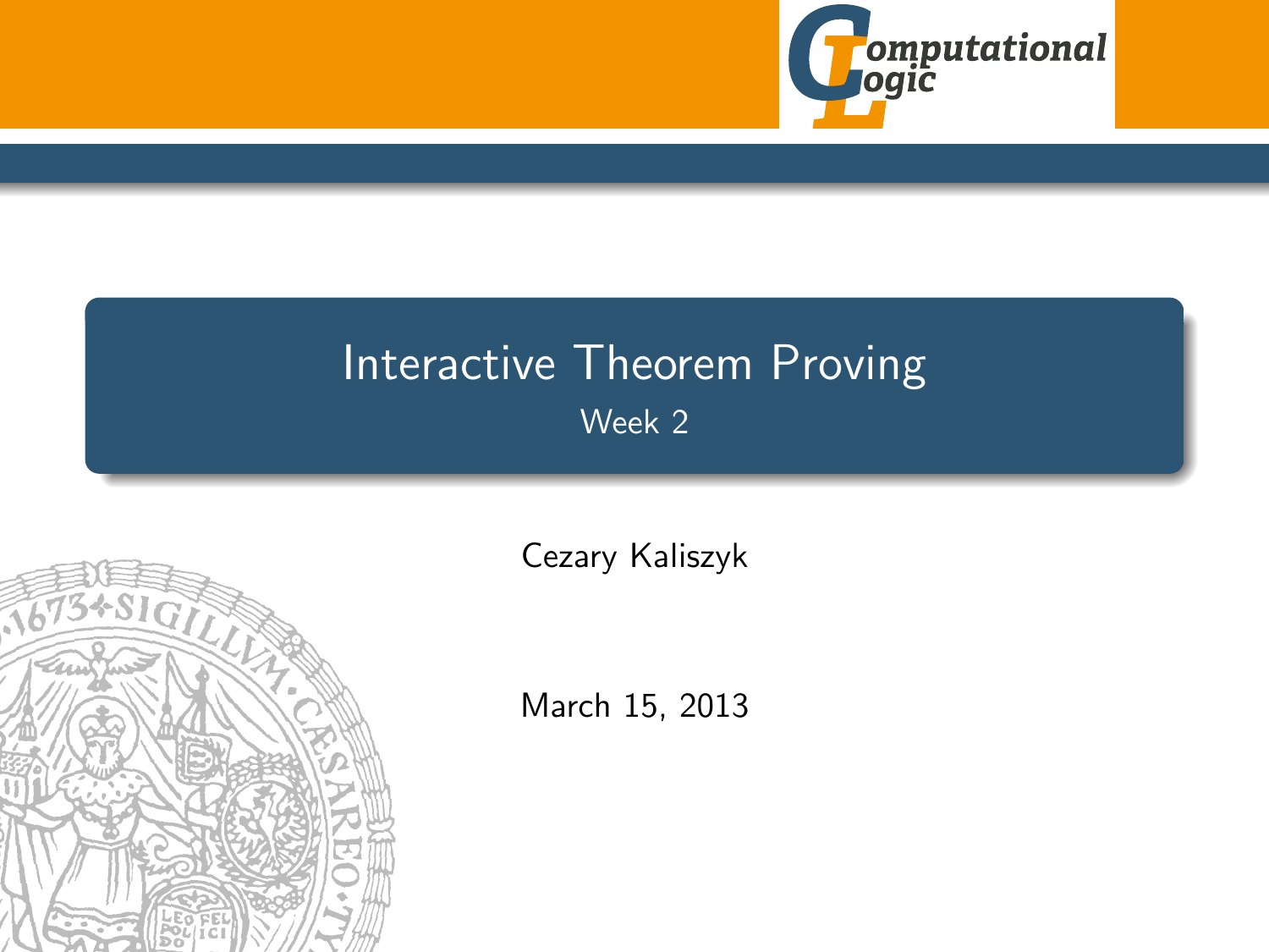# Interactive Theorem Proving

Week 2

Cezary Kaliszyk

March 15, 2013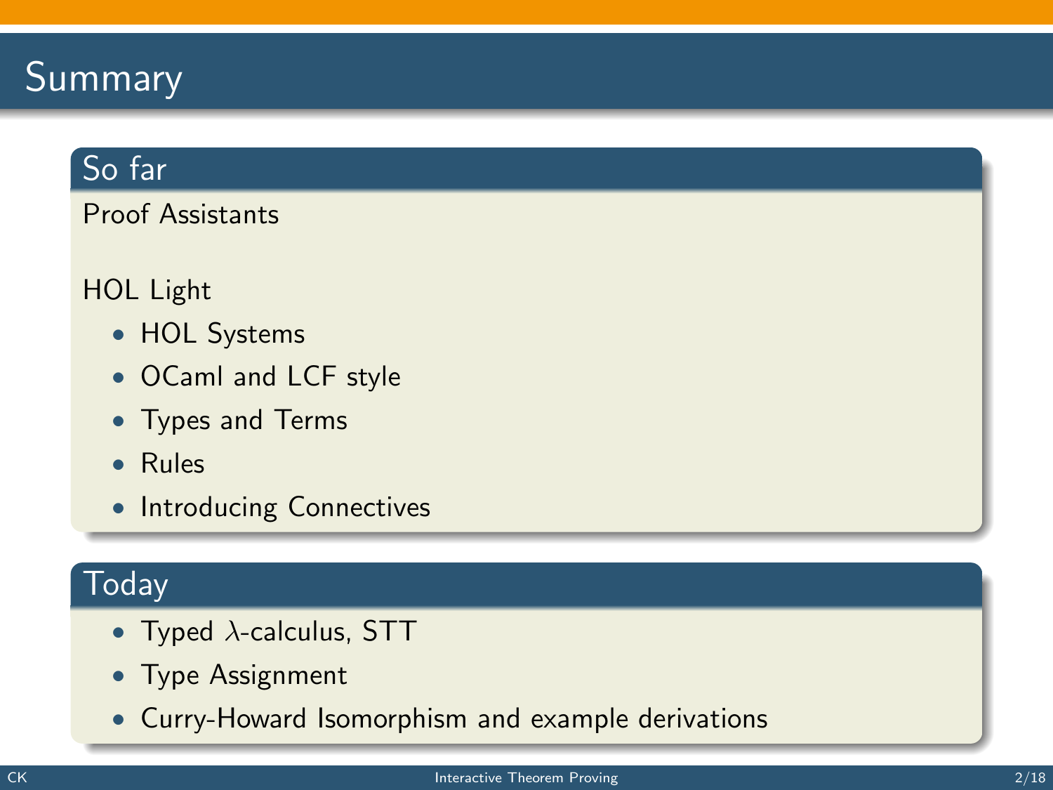# Summary

## So far

Proof Assistants

HOL Light

- HOL Systems
- OCaml and LCF style
- Types and Terms
- Rules
- Introducing Connectives

## Today

- Typed $\lambda$-calculus, STT
- Type Assignment
- Curry-Howard Isomorphism and example derivations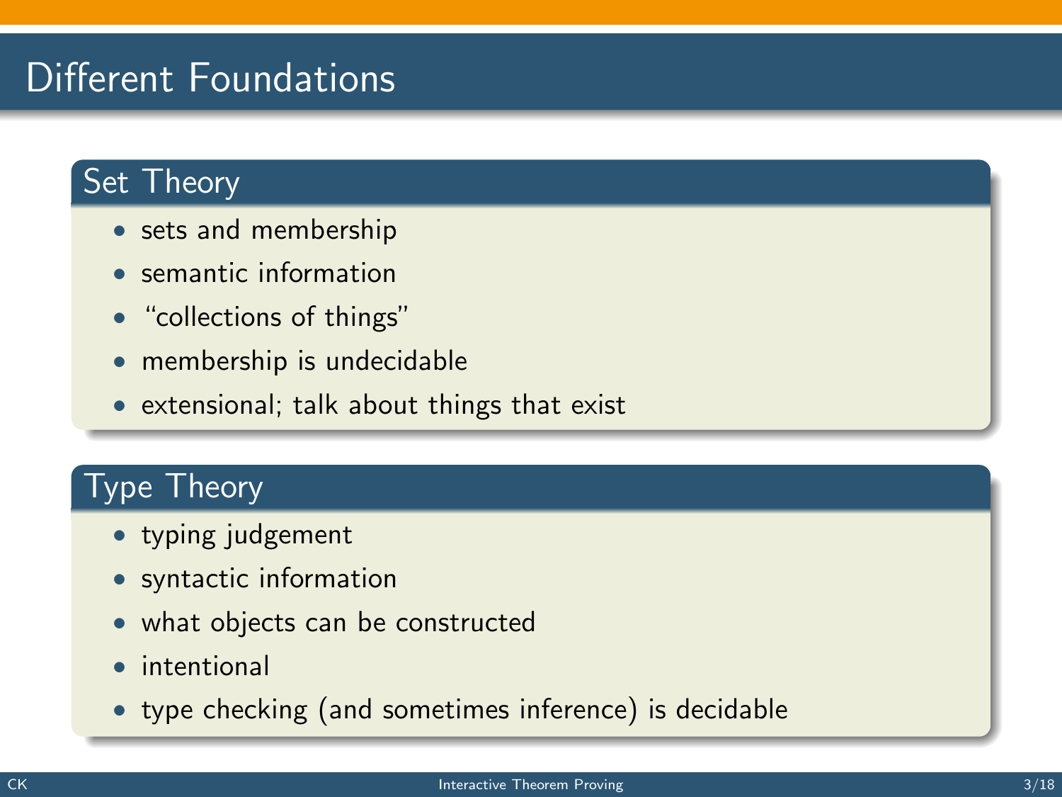# Different Foundations

## Set Theory

- sets and membership
- semantic information
- "collections of things"
- membership is undecidable
- extensional; talk about things that exist

## Type Theory

- typing judgement
- syntactic information
- what objects can be constructed
- intentional
- type checking (and sometimes inference) is decidable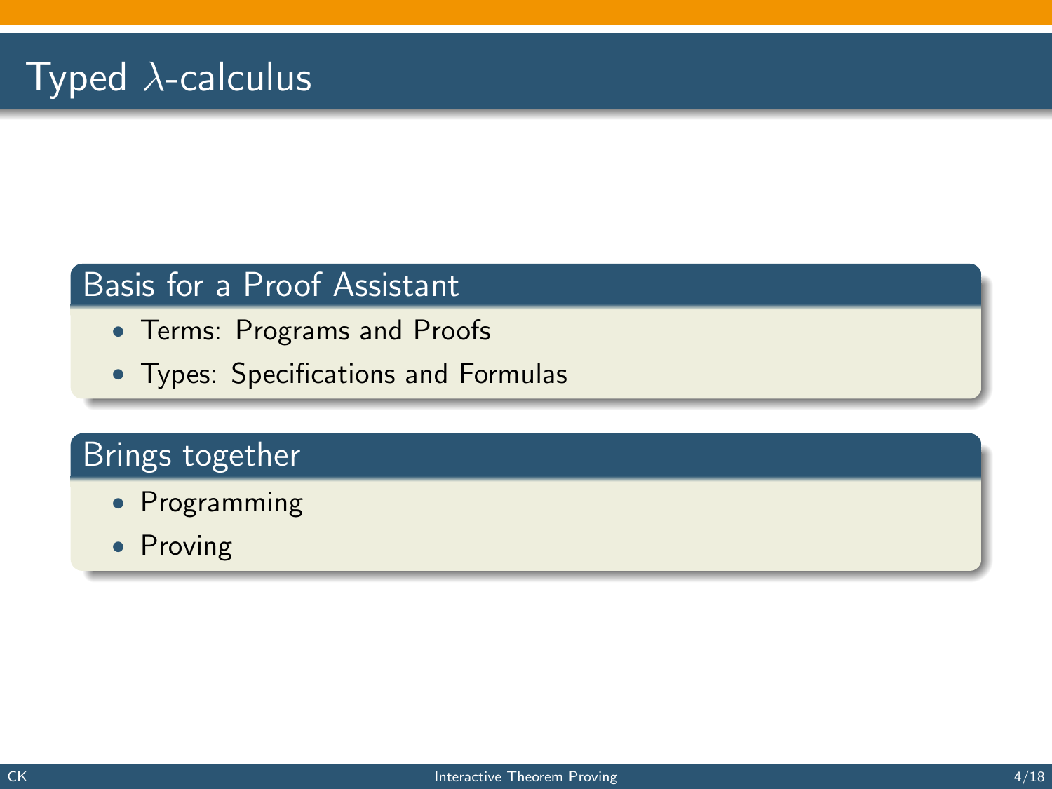# Typed $\lambda$-calculus

### Basis for a Proof Assistant

- Terms: Programs and Proofs
- Types: Specifications and Formulas

### Brings together

- Programming
- Proving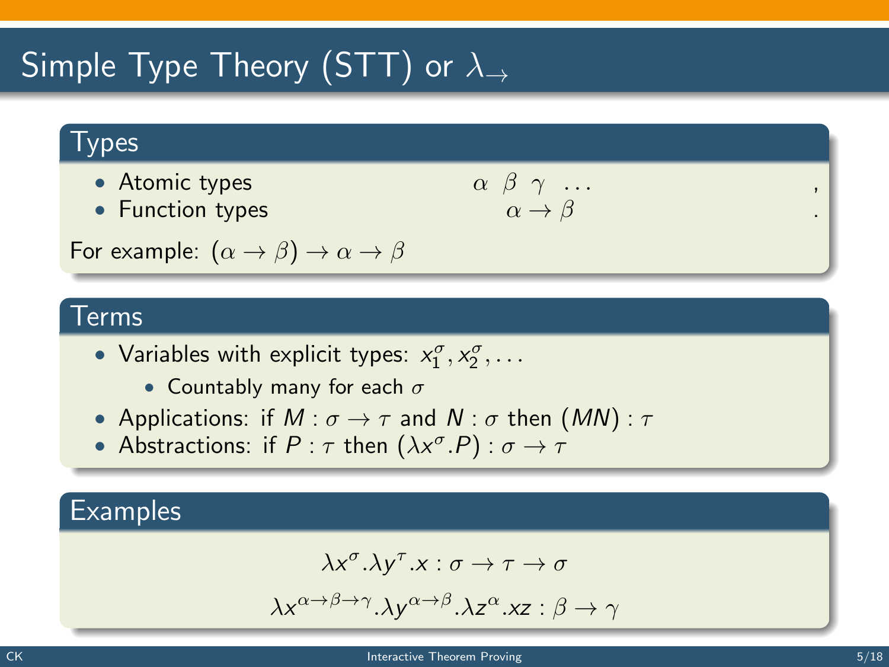# Simple Type Theory (STT) or $\lambda_{\to}$

## Types

- Atomic types $\alpha \;\; \beta \;\; \gamma \;\; \ldots$ ,
- Function types $\alpha \to \beta$ .

For example: $(\alpha \to \beta) \to \alpha \to \beta$

## Terms

- Variables with explicit types: $x_1^\sigma, x_2^\sigma, \ldots$
  - Countably many for each $\sigma$
- Applications: if $M : \sigma \to \tau$ and $N : \sigma$ then $(MN) : \tau$
- Abstractions: if $P : \tau$ then $(\lambda x^\sigma . P) : \sigma \to \tau$

## Examples

$$\lambda x^\sigma . \lambda y^\tau . x : \sigma \to \tau \to \sigma$$

$$\lambda x^{\alpha \to \beta \to \gamma} . \lambda y^{\alpha \to \beta} . \lambda z^\alpha . xz : \beta \to \gamma$$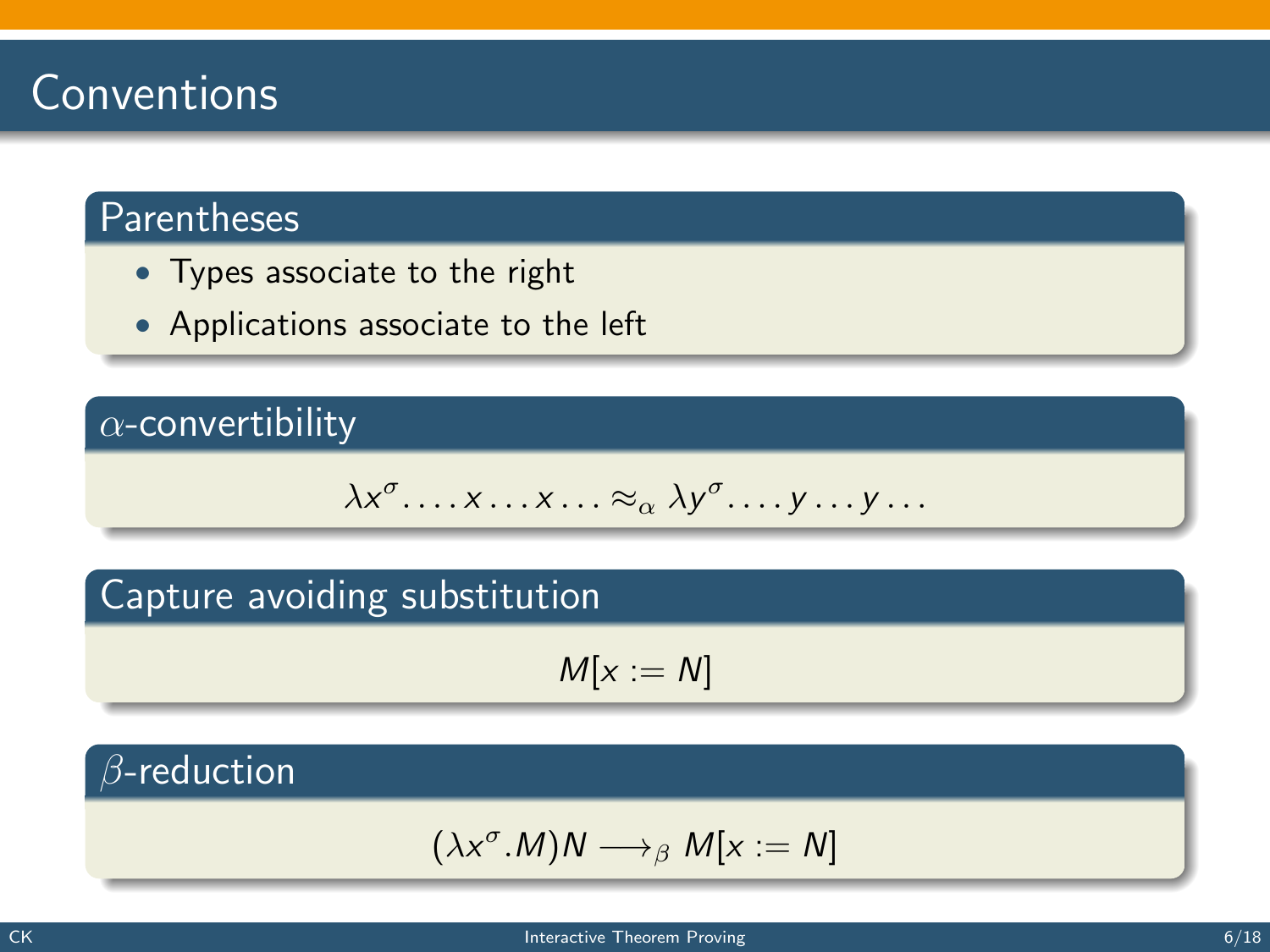# Conventions

## Parentheses

- Types associate to the right
- Applications associate to the left

## $\alpha$-convertibility

$$\lambda x^{\sigma}. \ldots x \ldots x \ldots \approx_{\alpha} \lambda y^{\sigma}. \ldots y \ldots y \ldots$$

## Capture avoiding substitution

$$M[x := N]$$

## $\beta$-reduction

$$(\lambda x^{\sigma}.M)N \longrightarrow_{\beta} M[x := N]$$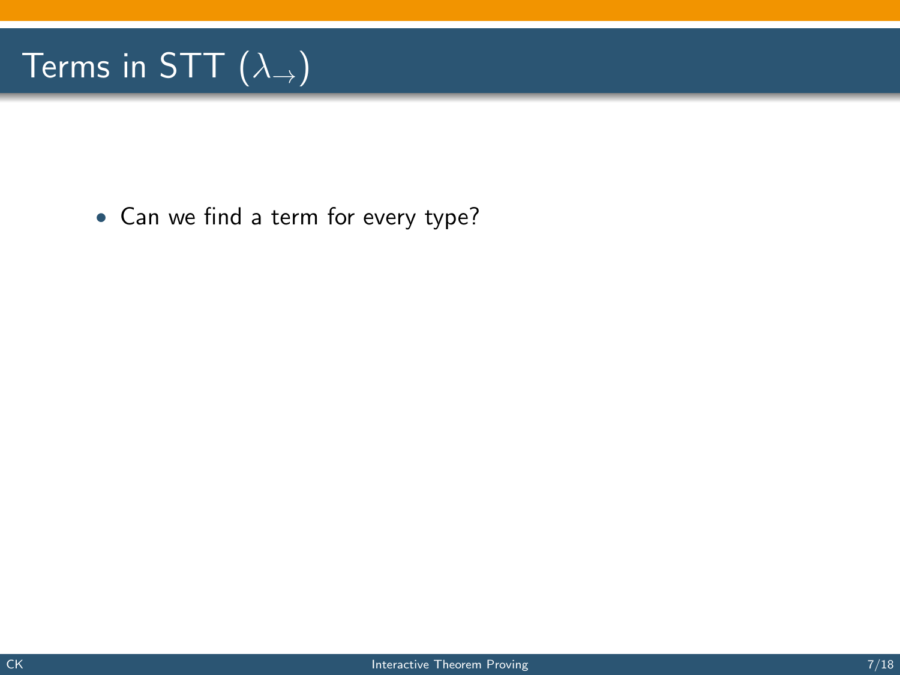# Terms in STT ($\lambda_{\rightarrow}$)

- Can we find a term for every type?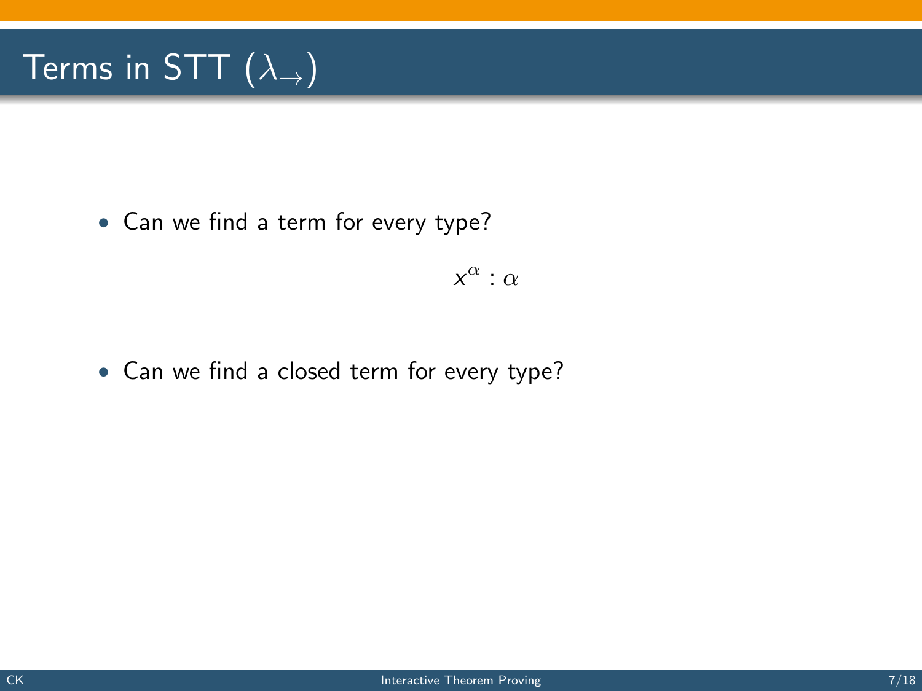# Terms in STT ($\lambda_{\rightarrow}$)

- Can we find a term for every type?

$$x^{\alpha} : \alpha$$

- Can we find a closed term for every type?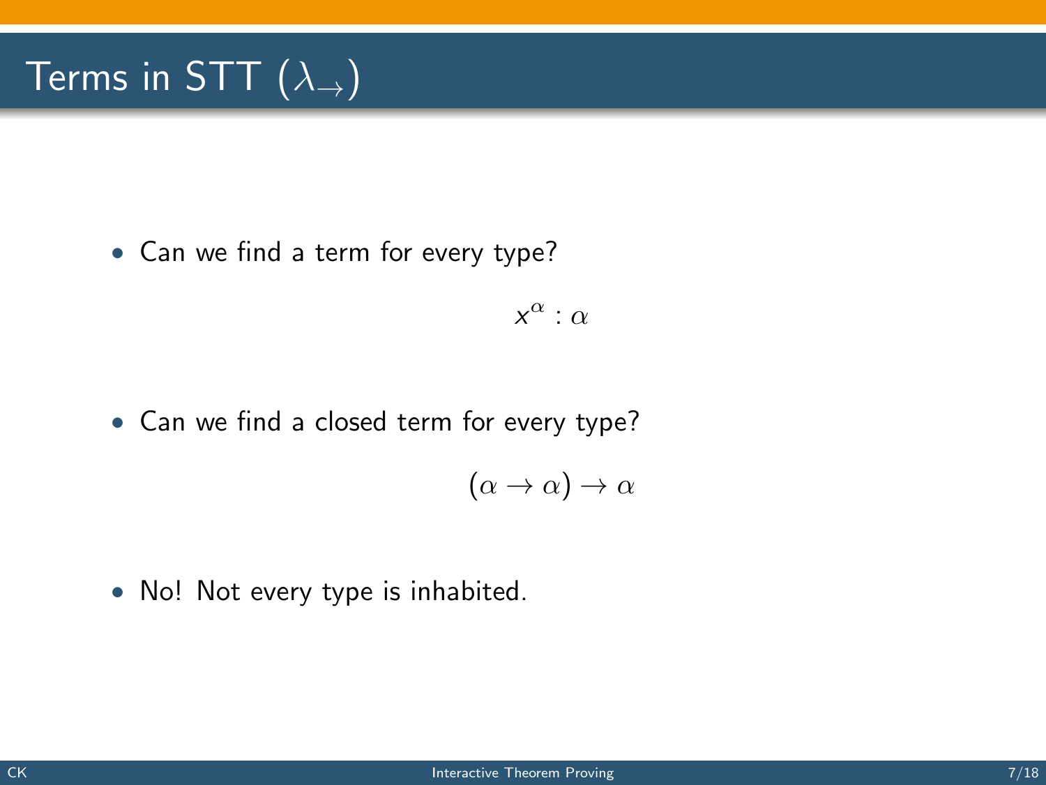# Terms in STT ($\lambda_{\rightarrow}$)

- Can we find a term for every type?

$$x^{\alpha} : \alpha$$

- Can we find a closed term for every type?

$$(\alpha \rightarrow \alpha) \rightarrow \alpha$$

- No! Not every type is inhabited.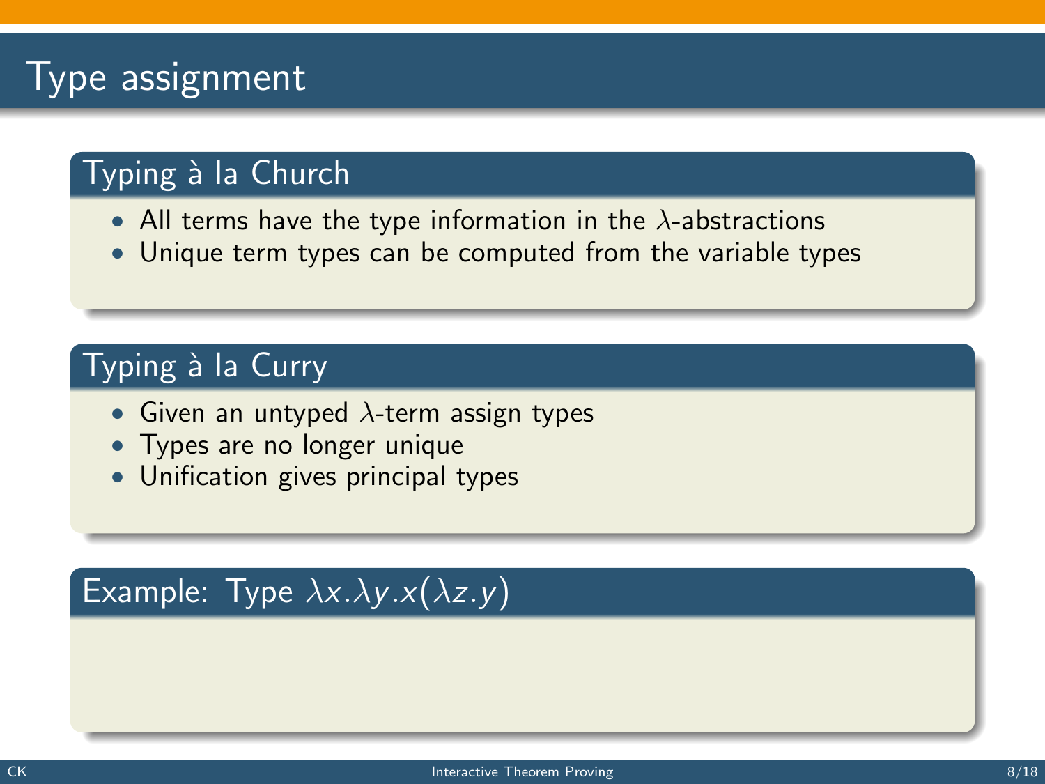# Type assignment

## Typing à la Church

- All terms have the type information in the $\lambda$-abstractions
- Unique term types can be computed from the variable types

## Typing à la Curry

- Given an untyped $\lambda$-term assign types
- Types are no longer unique
- Unification gives principal types

## Example: Type $\lambda x.\lambda y.x(\lambda z.y)$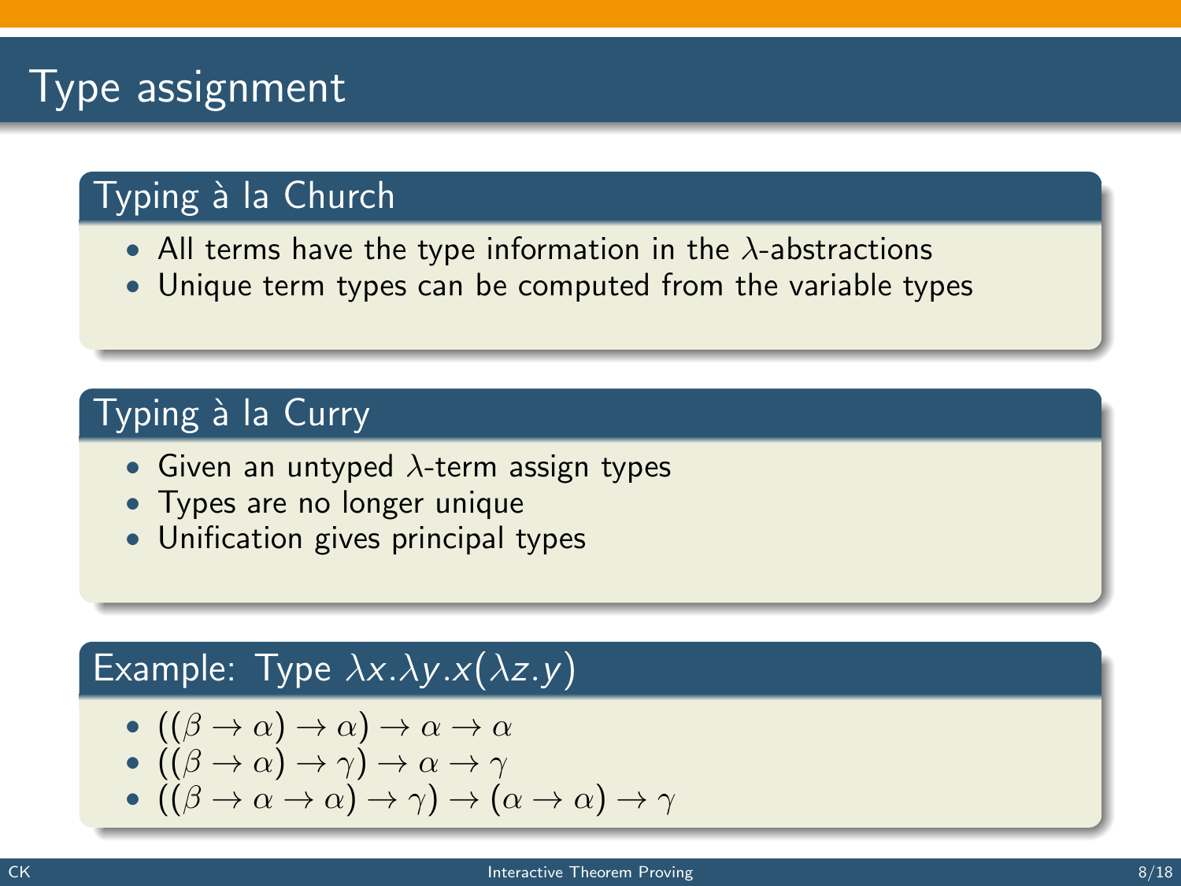# Type assignment

## Typing à la Church

- All terms have the type information in the $\lambda$-abstractions
- Unique term types can be computed from the variable types

## Typing à la Curry

- Given an untyped $\lambda$-term assign types
- Types are no longer unique
- Unification gives principal types

## Example: Type $\lambda x.\lambda y.x(\lambda z.y)$

- $((\beta \to \alpha) \to \alpha) \to \alpha \to \alpha$
- $((\beta \to \alpha) \to \gamma) \to \alpha \to \gamma$
- $((\beta \to \alpha \to \alpha) \to \gamma) \to (\alpha \to \alpha) \to \gamma$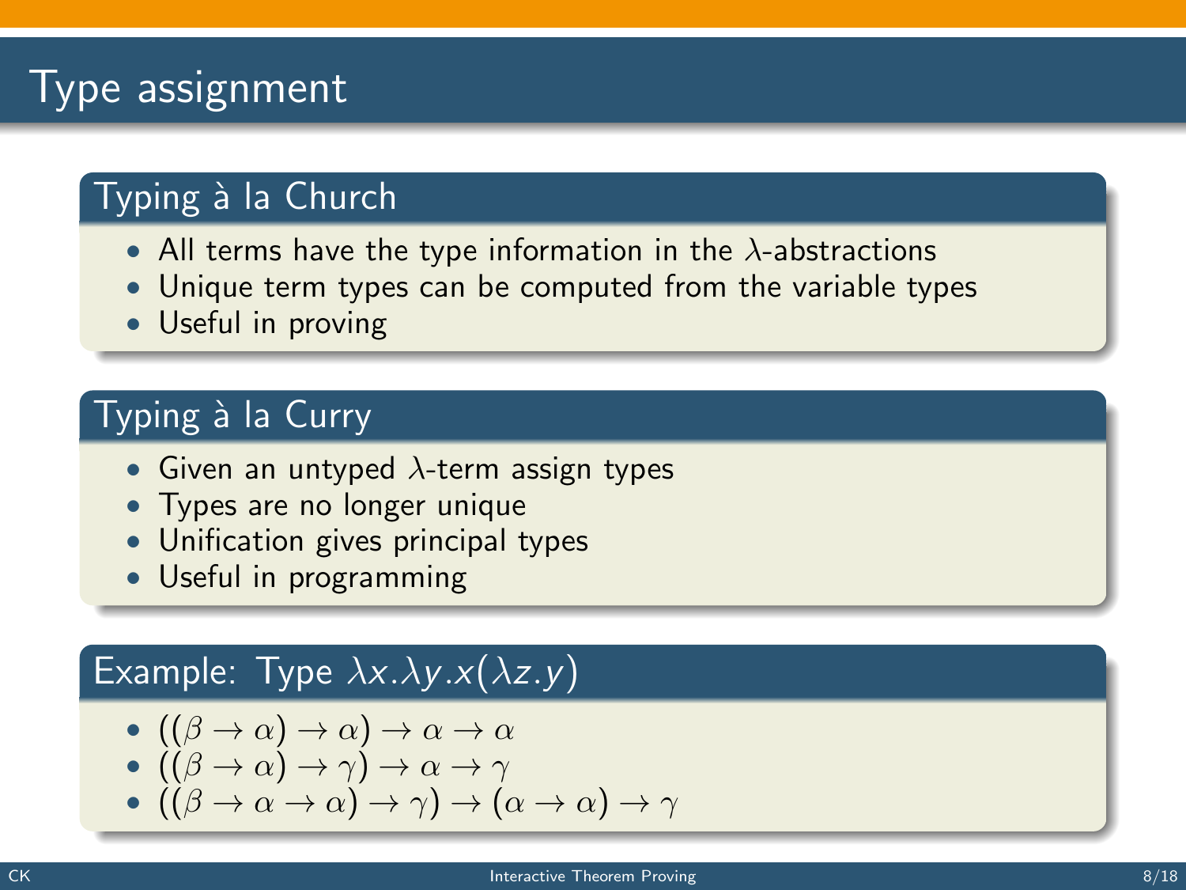# Type assignment

## Typing à la Church

- All terms have the type information in the $\lambda$-abstractions
- Unique term types can be computed from the variable types
- Useful in proving

## Typing à la Curry

- Given an untyped $\lambda$-term assign types
- Types are no longer unique
- Unification gives principal types
- Useful in programming

## Example: Type $\lambda x.\lambda y.x(\lambda z.y)$

- $((\beta \to \alpha) \to \alpha) \to \alpha \to \alpha$
- $((\beta \to \alpha) \to \gamma) \to \alpha \to \gamma$
- $((\beta \to \alpha \to \alpha) \to \gamma) \to (\alpha \to \alpha) \to \gamma$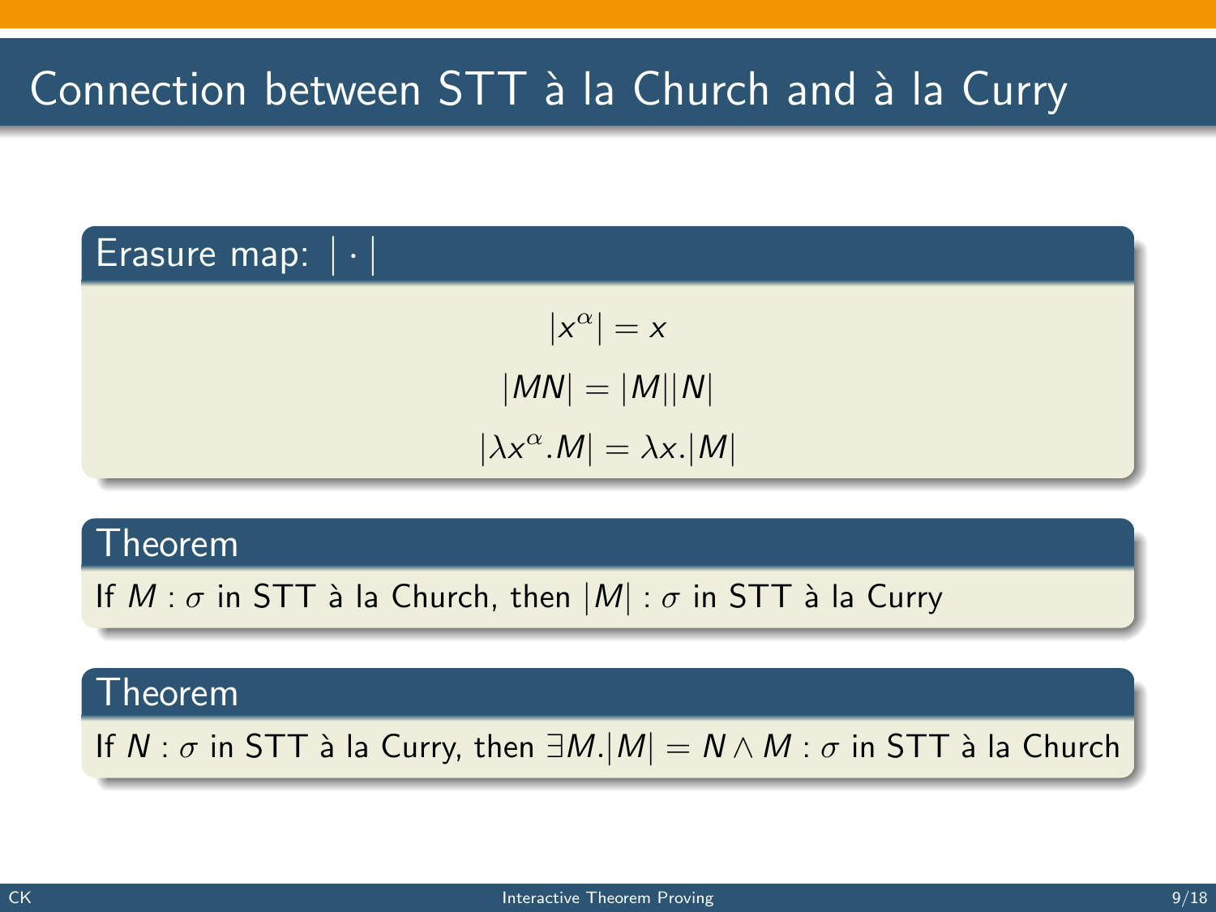# Connection between STT à la Church and à la Curry

## Erasure map: $|\cdot|$

$$|x^\alpha| = x$$

$$|MN| = |M||N|$$

$$|\lambda x^\alpha.M| = \lambda x.|M|$$

## Theorem

If $M : \sigma$ in STT à la Church, then $|M| : \sigma$ in STT à la Curry

## Theorem

If $N : \sigma$ in STT à la Curry, then $\exists M.|M| = N \wedge M : \sigma$ in STT à la Church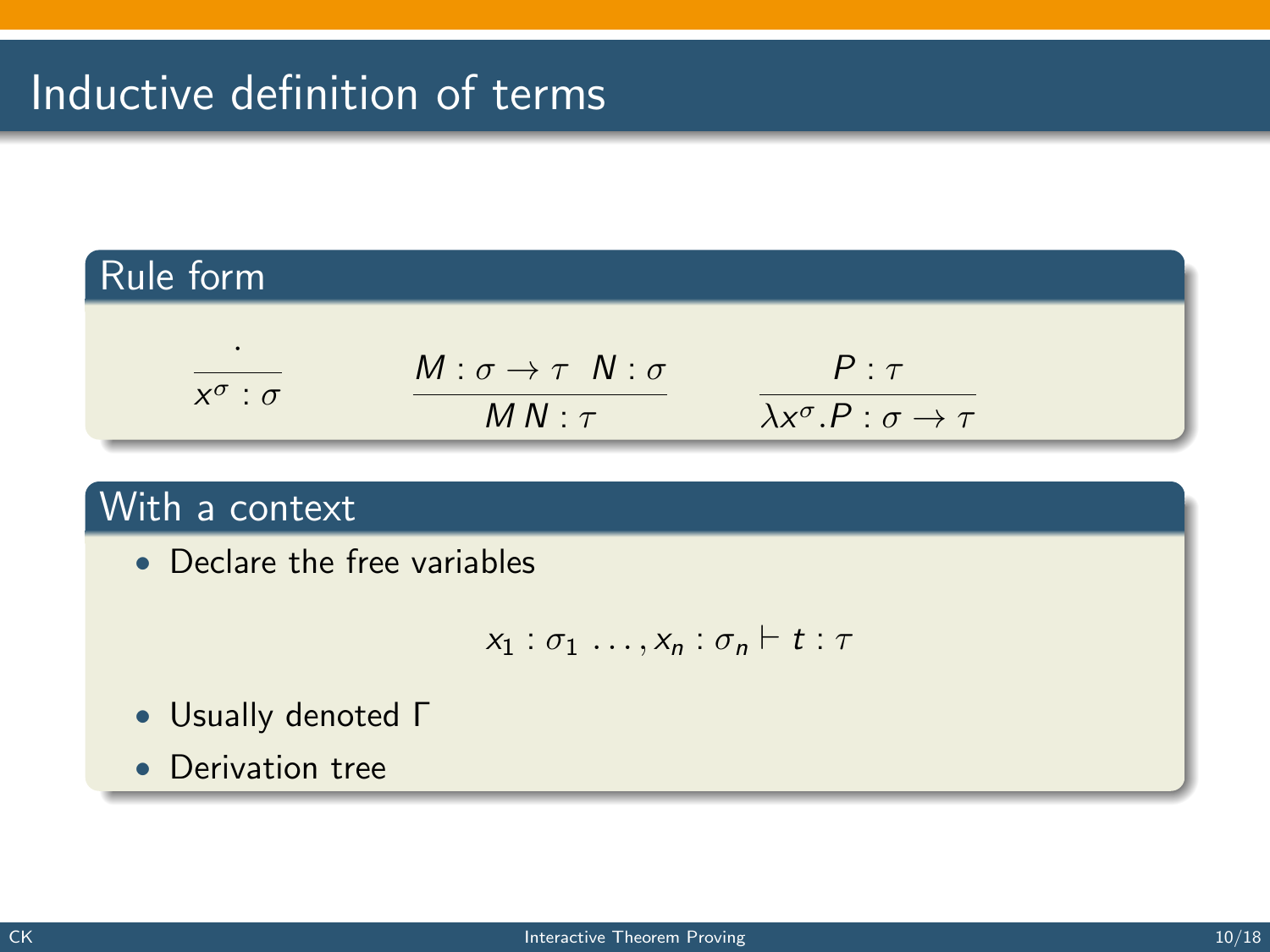# Inductive definition of terms

## Rule form

$$\frac{\cdot}{x^\sigma : \sigma} \qquad \frac{M : \sigma \to \tau \quad N : \sigma}{M\,N : \tau} \qquad \frac{P : \tau}{\lambda x^\sigma . P : \sigma \to \tau}$$

## With a context

- Declare the free variables

$$x_1 : \sigma_1 \;\ldots, x_n : \sigma_n \vdash t : \tau$$

- Usually denoted $\Gamma$
- Derivation tree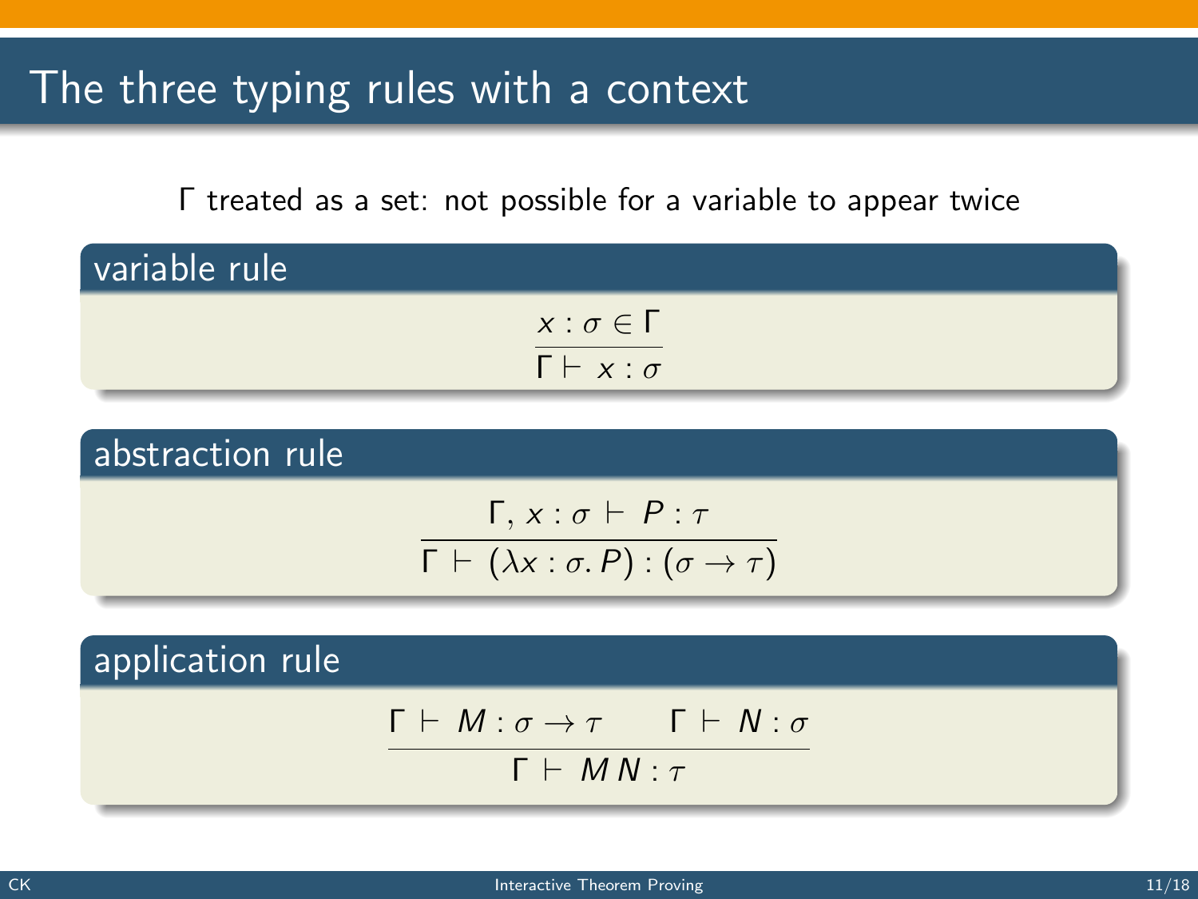# The three typing rules with a context

$\Gamma$ treated as a set: not possible for a variable to appear twice

## variable rule

$$\frac{x : \sigma \in \Gamma}{\Gamma \vdash x : \sigma}$$

## abstraction rule

$$\frac{\Gamma, x : \sigma \vdash P : \tau}{\Gamma \vdash (\lambda x : \sigma . P) : (\sigma \to \tau)}$$

## application rule

$$\frac{\Gamma \vdash M : \sigma \to \tau \qquad \Gamma \vdash N : \sigma}{\Gamma \vdash M\, N : \tau}$$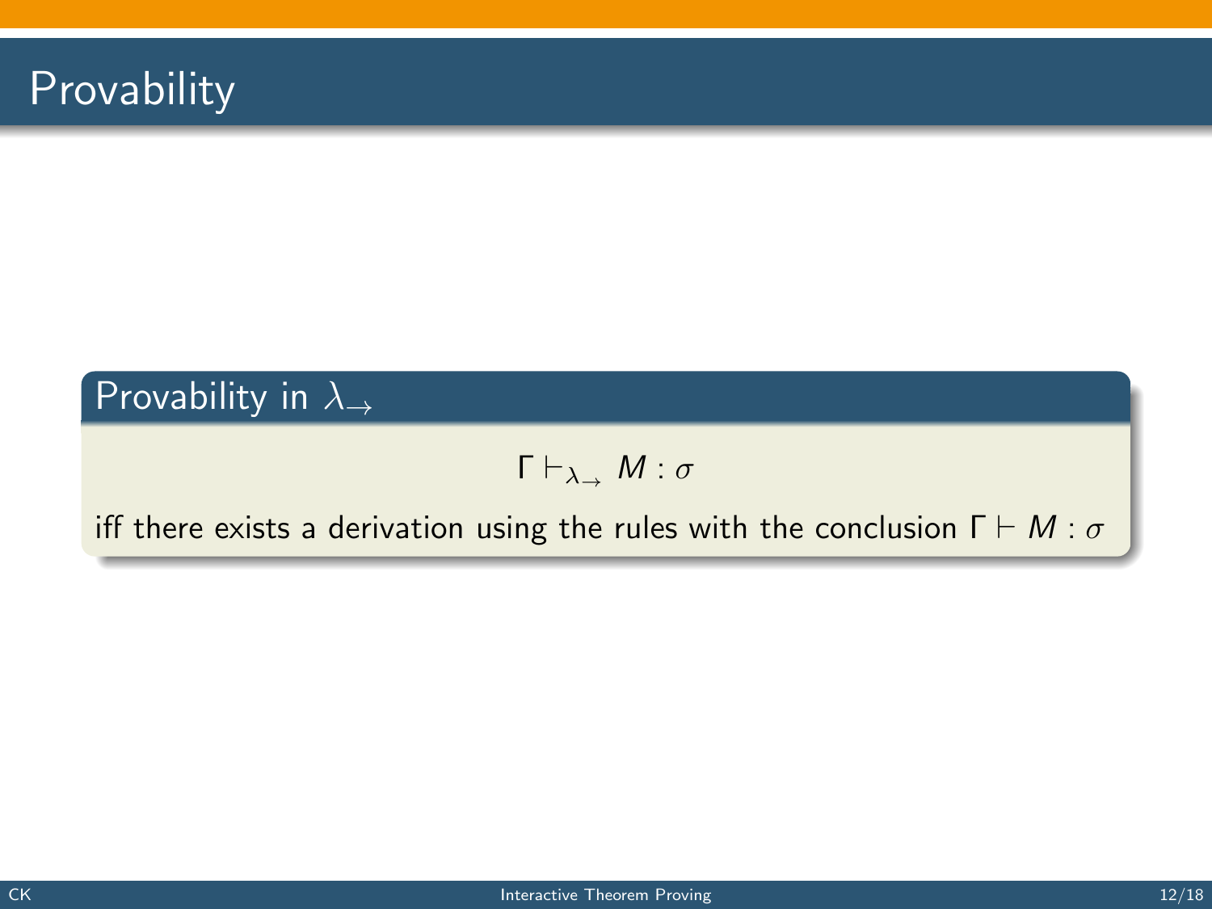# Provability

## Provability in $\lambda_{\rightarrow}$

$$\Gamma \vdash_{\lambda_{\rightarrow}} M : \sigma$$

iff there exists a derivation using the rules with the conclusion $\Gamma \vdash M : \sigma$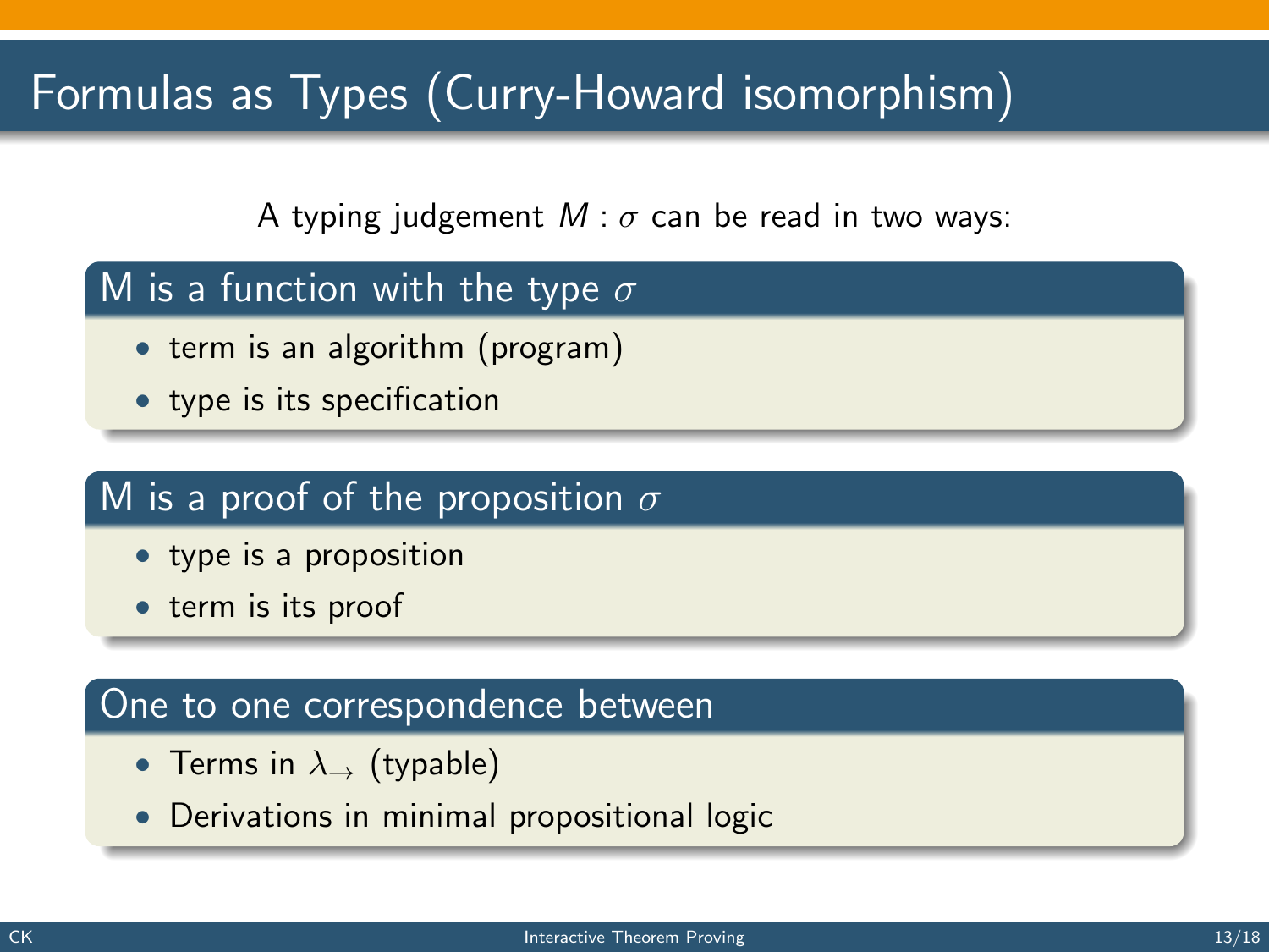# Formulas as Types (Curry-Howard isomorphism)

A typing judgement $M : \sigma$ can be read in two ways:

### M is a function with the type $\sigma$

- term is an algorithm (program)
- type is its specification

### M is a proof of the proposition $\sigma$

- type is a proposition
- term is its proof

### One to one correspondence between

- Terms in $\lambda_{\rightarrow}$ (typable)
- Derivations in minimal propositional logic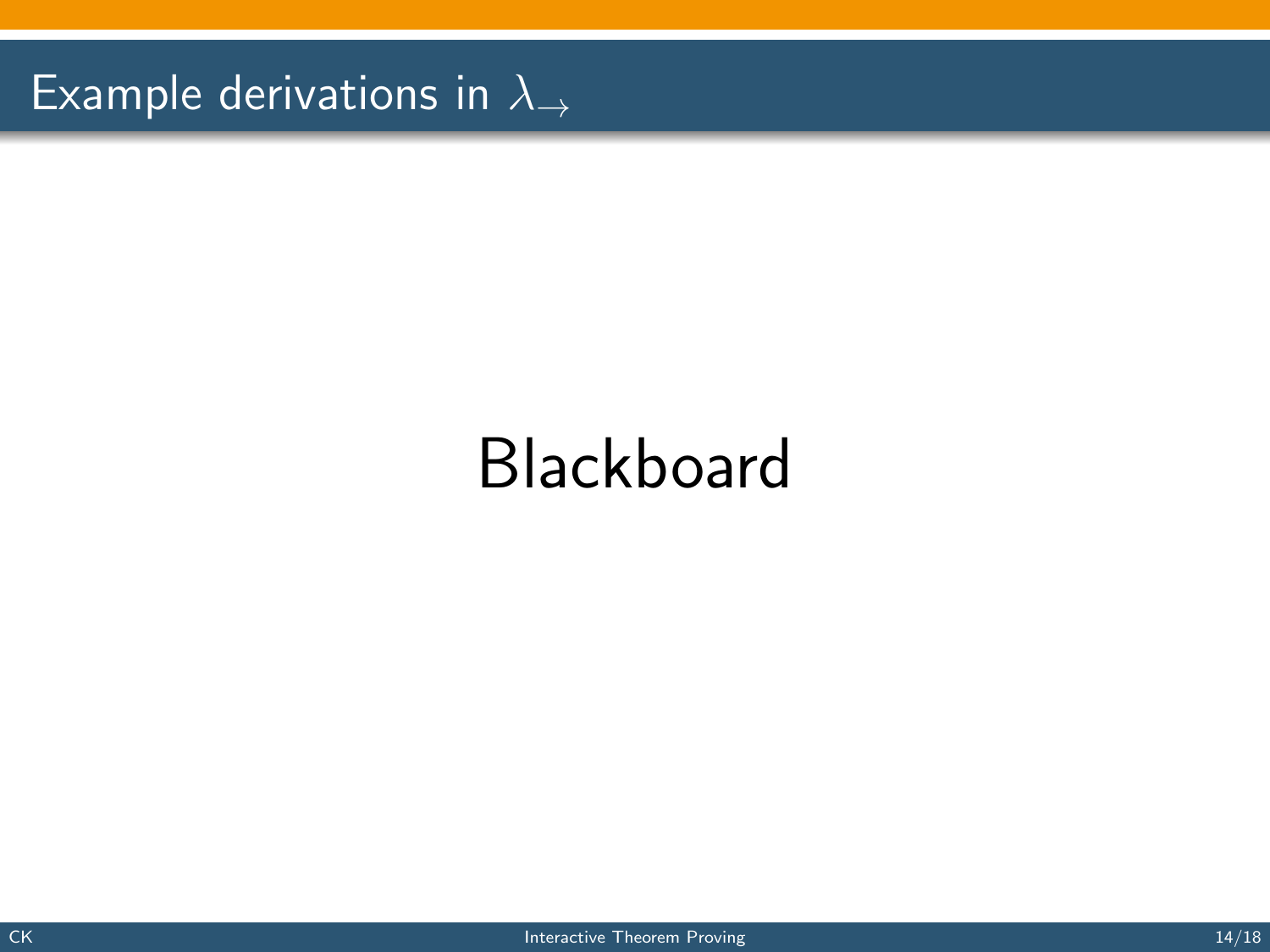# Example derivations in $\lambda_{\rightarrow}$

Blackboard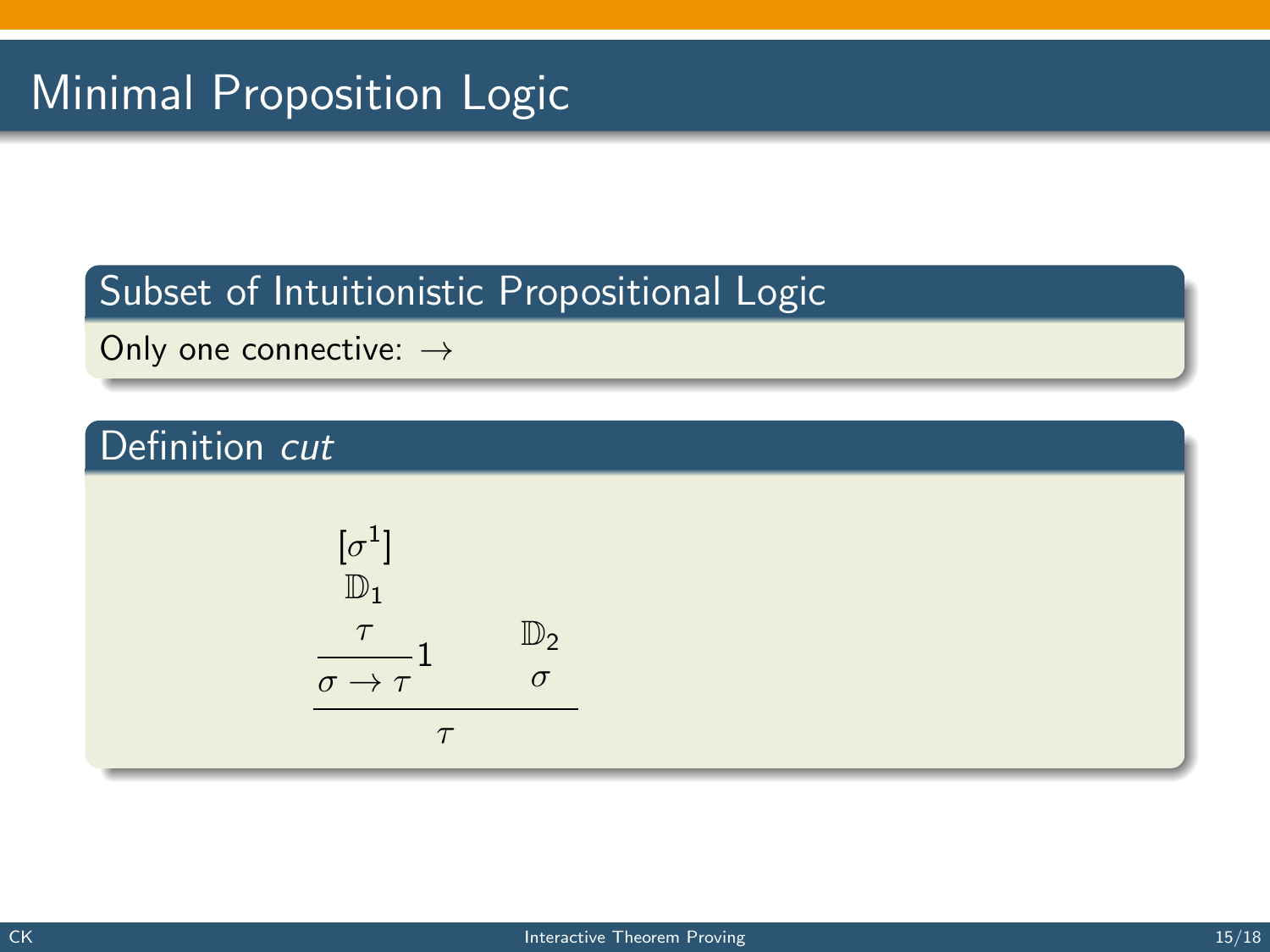# Minimal Proposition Logic

## Subset of Intuitionistic Propositional Logic

Only one connective: $\rightarrow$

## Definition *cut*

$$
\dfrac{\dfrac{\begin{matrix}[\sigma^1] \\ \mathbb{D}_1 \\ \tau\end{matrix}}{\sigma \rightarrow \tau}\,1 \qquad \begin{matrix}\mathbb{D}_2 \\ \sigma\end{matrix}}{\tau}
$$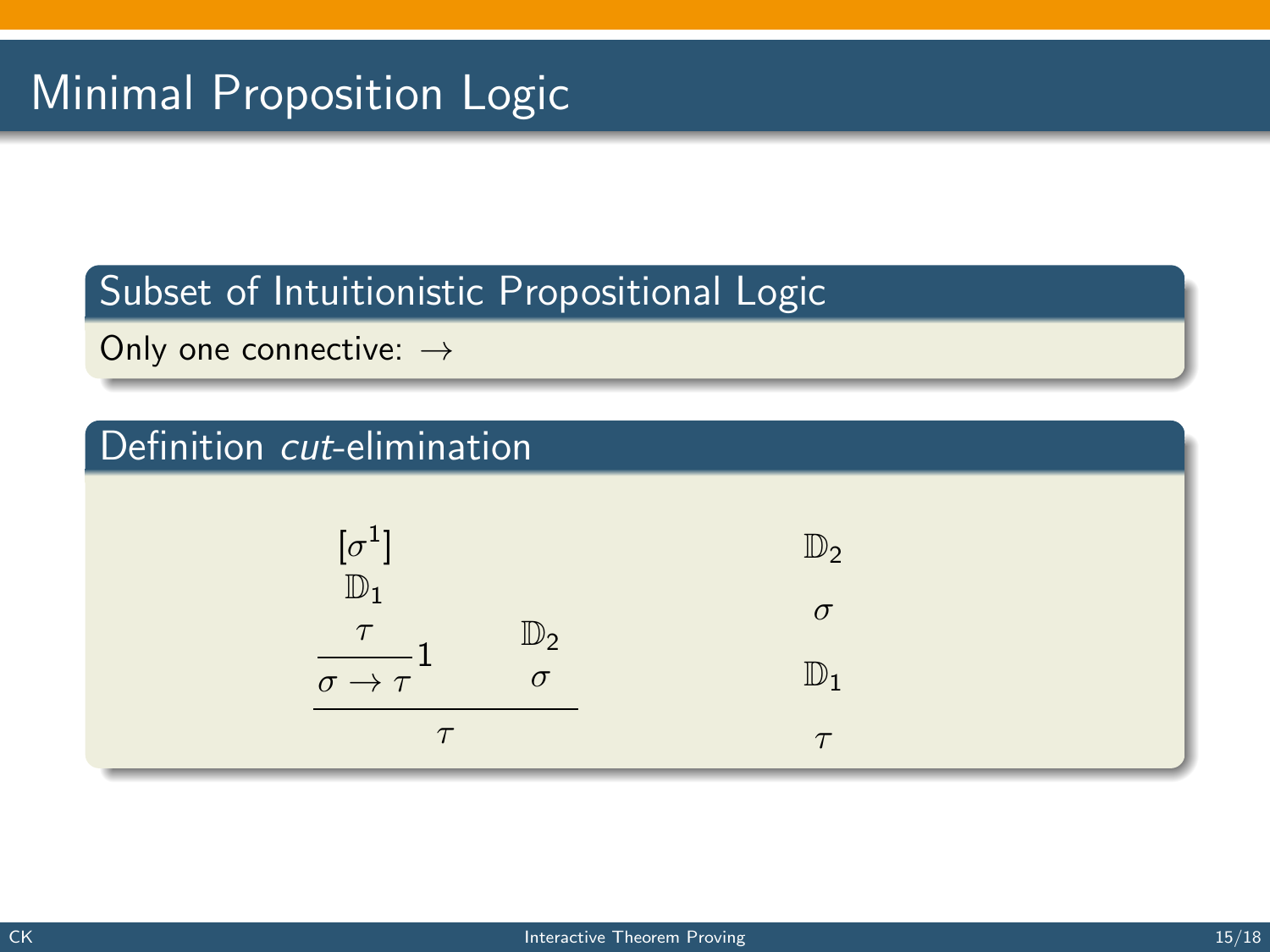# Minimal Proposition Logic

## Subset of Intuitionistic Propositional Logic

Only one connective: $\rightarrow$

## Definition *cut*-elimination

$$
\dfrac{\dfrac{\begin{array}{c}[\sigma^1] \\ \mathbb{D}_1 \\ \tau\end{array}}{\sigma \rightarrow \tau}1 \qquad \begin{array}{c}\mathbb{D}_2 \\ \sigma\end{array}}{\tau}
\qquad\qquad
\begin{array}{c}\mathbb{D}_2 \\ \sigma \\ \mathbb{D}_1 \\ \tau\end{array}
$$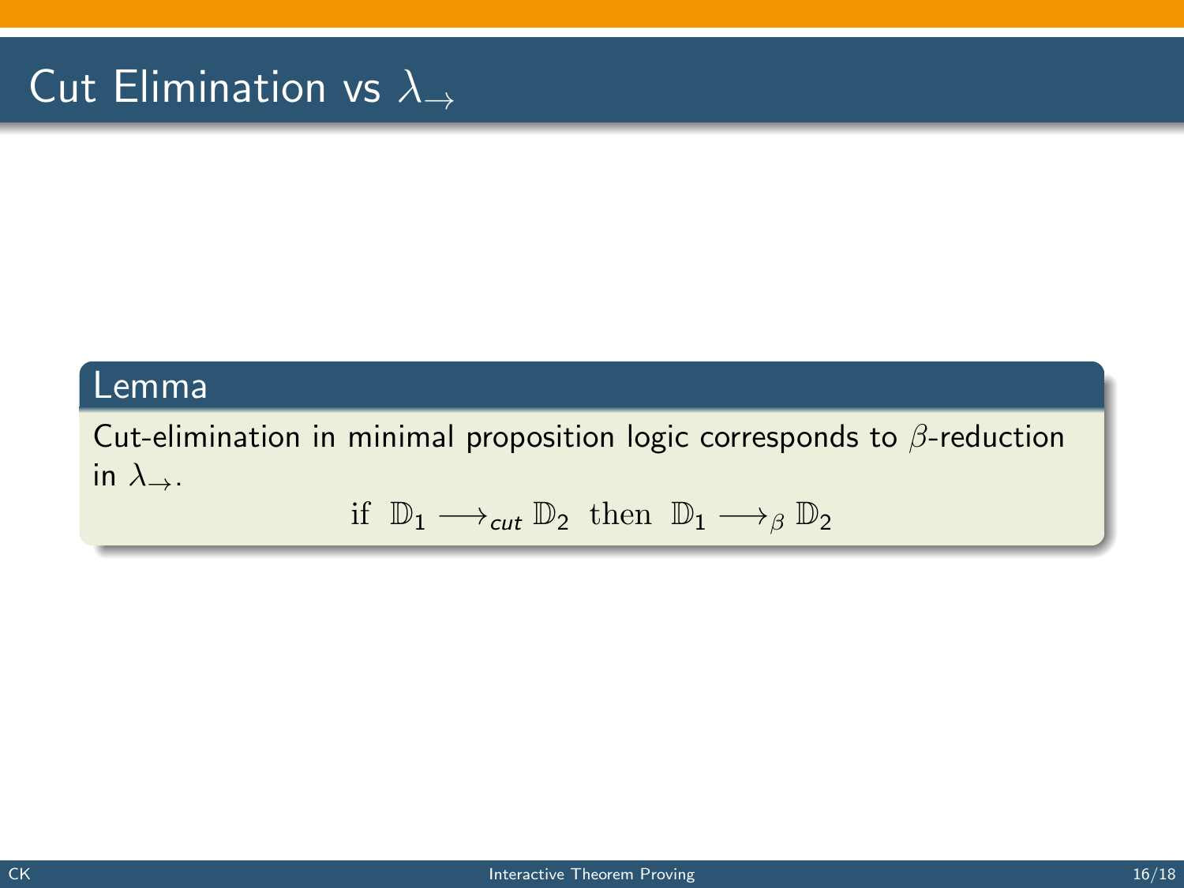# Cut Elimination vs $\lambda_{\rightarrow}$

**Lemma**

Cut-elimination in minimal proposition logic corresponds to $\beta$-reduction in $\lambda_{\rightarrow}$.

$$\text{if } \mathbb{D}_1 \longrightarrow_{cut} \mathbb{D}_2 \text{ then } \mathbb{D}_1 \longrightarrow_{\beta} \mathbb{D}_2$$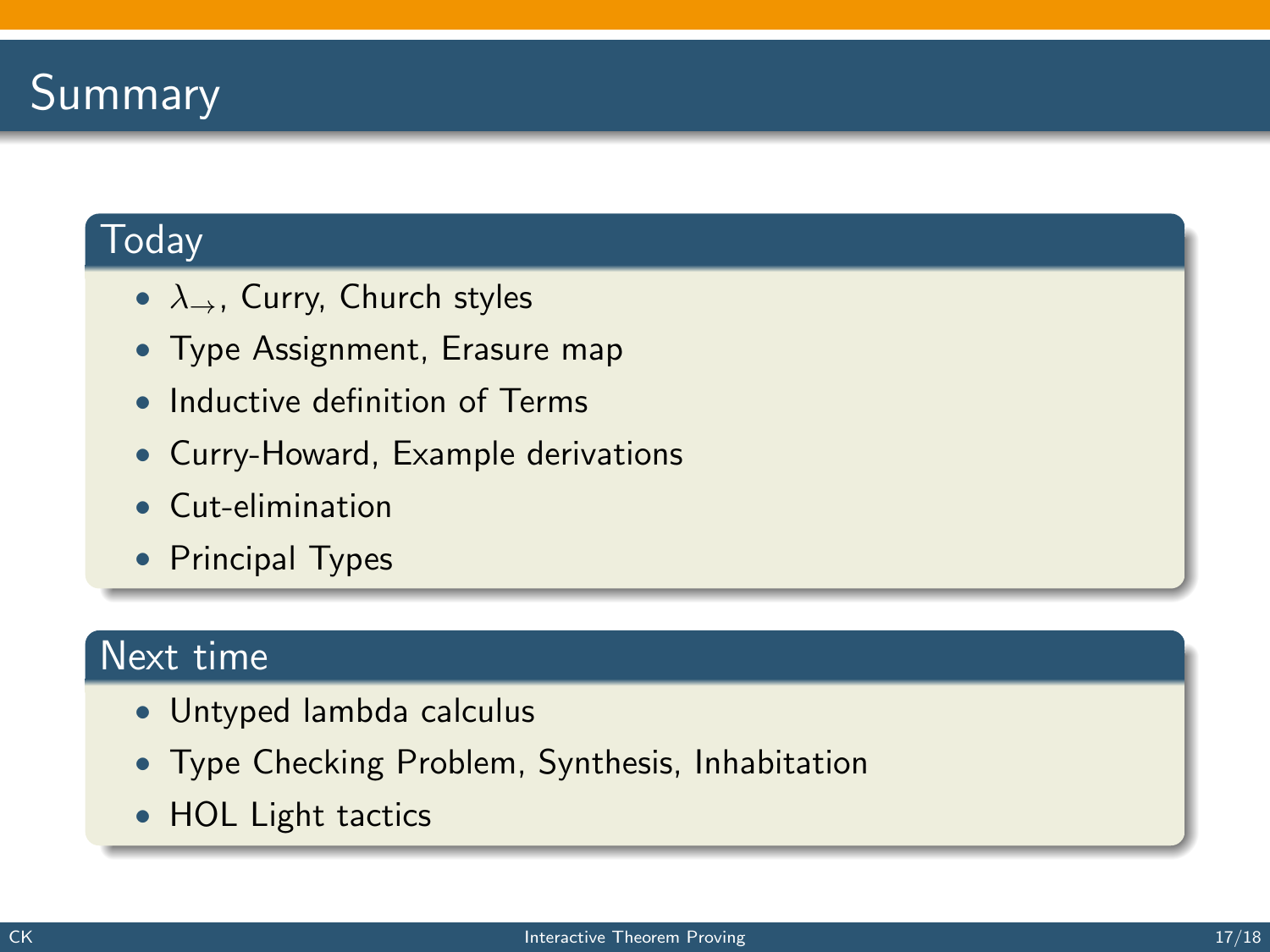# Summary

## Today

- $\lambda_{\rightarrow}$, Curry, Church styles
- Type Assignment, Erasure map
- Inductive definition of Terms
- Curry-Howard, Example derivations
- Cut-elimination
- Principal Types

## Next time

- Untyped lambda calculus
- Type Checking Problem, Synthesis, Inhabitation
- HOL Light tactics